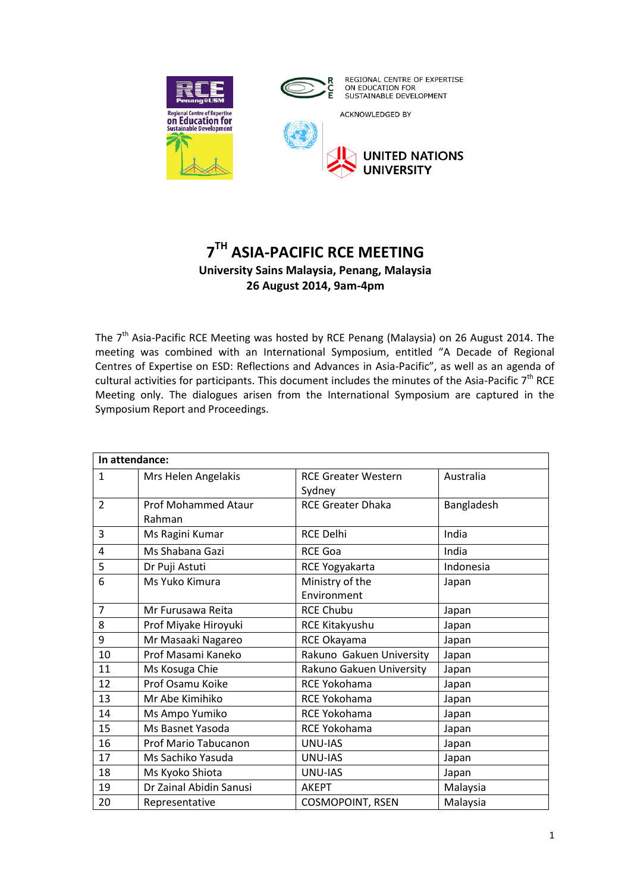REGIONAL CENTRE OF EXPERTISE ON EDUCATION FOR SUSTAINABLE DEVELOPMENT

ACKNOWLEDGED BY

UNITED NATIONS UNIVERSITY

# 7TH ASIA-PACIFIC RCE MEETING

**University Sains Malaysia, Penang, Malaysia**
**26 August 2014, 9am-4pm**

The 7th Asia-Pacific RCE Meeting was hosted by RCE Penang (Malaysia) on 26 August 2014. The meeting was combined with an International Symposium, entitled "A Decade of Regional Centres of Expertise on ESD: Reflections and Advances in Asia-Pacific", as well as an agenda of cultural activities for participants. This document includes the minutes of the Asia-Pacific 7th RCE Meeting only. The dialogues arisen from the International Symposium are captured in the Symposium Report and Proceedings.

| **In attendance:** | | | |
|---|---|---|---|
| 1 | Mrs Helen Angelakis | RCE Greater Western Sydney | Australia |
| 2 | Prof Mohammed Ataur Rahman | RCE Greater Dhaka | Bangladesh |
| 3 | Ms Ragini Kumar | RCE Delhi | India |
| 4 | Ms Shabana Gazi | RCE Goa | India |
| 5 | Dr Puji Astuti | RCE Yogyakarta | Indonesia |
| 6 | Ms Yuko Kimura | Ministry of the Environment | Japan |
| 7 | Mr Furusawa Reita | RCE Chubu | Japan |
| 8 | Prof Miyake Hiroyuki | RCE Kitakyushu | Japan |
| 9 | Mr Masaaki Nagareo | RCE Okayama | Japan |
| 10 | Prof Masami Kaneko | Rakuno Gakuen University | Japan |
| 11 | Ms Kosuga Chie | Rakuno Gakuen University | Japan |
| 12 | Prof Osamu Koike | RCE Yokohama | Japan |
| 13 | Mr Abe Kimihiko | RCE Yokohama | Japan |
| 14 | Ms Ampo Yumiko | RCE Yokohama | Japan |
| 15 | Ms Basnet Yasoda | RCE Yokohama | Japan |
| 16 | Prof Mario Tabucanon | UNU-IAS | Japan |
| 17 | Ms Sachiko Yasuda | UNU-IAS | Japan |
| 18 | Ms Kyoko Shiota | UNU-IAS | Japan |
| 19 | Dr Zainal Abidin Sanusi | AKEPT | Malaysia |
| 20 | Representative | COSMOPOINT, RSEN | Malaysia |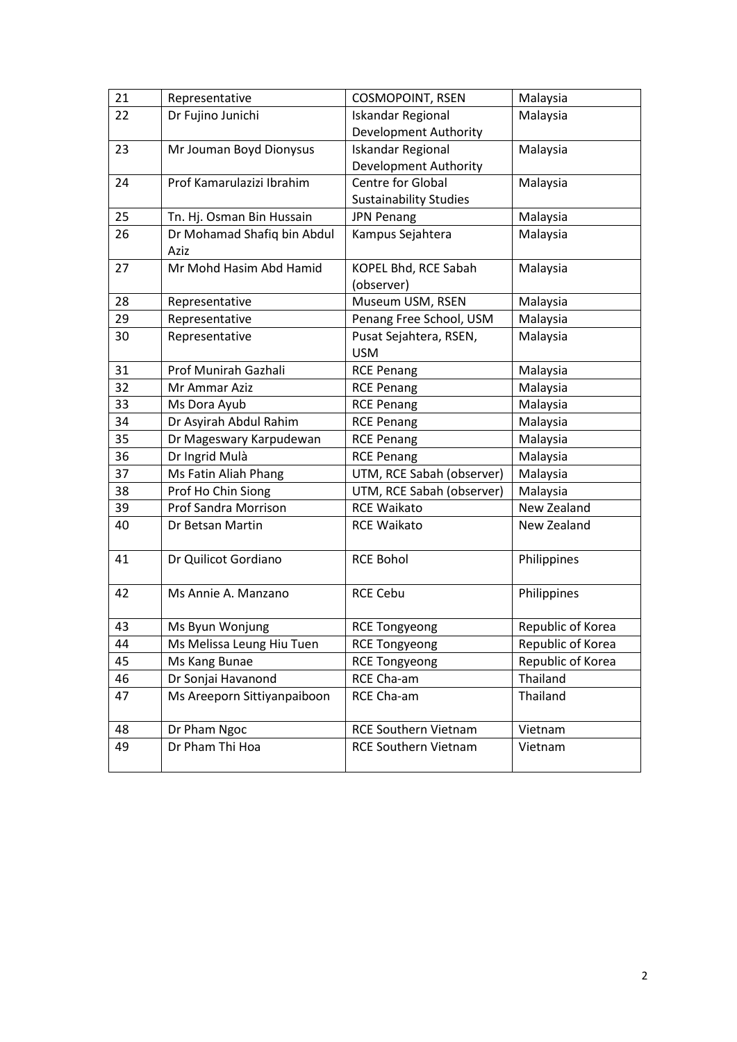| 21 | Representative | COSMOPOINT, RSEN | Malaysia |
|---|---|---|---|
| 22 | Dr Fujino Junichi | Iskandar Regional Development Authority | Malaysia |
| 23 | Mr Jouman Boyd Dionysus | Iskandar Regional Development Authority | Malaysia |
| 24 | Prof Kamarulazizi Ibrahim | Centre for Global Sustainability Studies | Malaysia |
| 25 | Tn. Hj. Osman Bin Hussain | JPN Penang | Malaysia |
| 26 | Dr Mohamad Shafiq bin Abdul Aziz | Kampus Sejahtera | Malaysia |
| 27 | Mr Mohd Hasim Abd Hamid | KOPEL Bhd, RCE Sabah (observer) | Malaysia |
| 28 | Representative | Museum USM, RSEN | Malaysia |
| 29 | Representative | Penang Free School, USM | Malaysia |
| 30 | Representative | Pusat Sejahtera, RSEN, USM | Malaysia |
| 31 | Prof Munirah Gazhali | RCE Penang | Malaysia |
| 32 | Mr Ammar Aziz | RCE Penang | Malaysia |
| 33 | Ms Dora Ayub | RCE Penang | Malaysia |
| 34 | Dr Asyirah Abdul Rahim | RCE Penang | Malaysia |
| 35 | Dr Mageswary Karpudewan | RCE Penang | Malaysia |
| 36 | Dr Ingrid Mulà | RCE Penang | Malaysia |
| 37 | Ms Fatin Aliah Phang | UTM, RCE Sabah (observer) | Malaysia |
| 38 | Prof Ho Chin Siong | UTM, RCE Sabah (observer) | Malaysia |
| 39 | Prof Sandra Morrison | RCE Waikato | New Zealand |
| 40 | Dr Betsan Martin | RCE Waikato | New Zealand |
| 41 | Dr Quilicot Gordiano | RCE Bohol | Philippines |
| 42 | Ms Annie A. Manzano | RCE Cebu | Philippines |
| 43 | Ms Byun Wonjung | RCE Tongyeong | Republic of Korea |
| 44 | Ms Melissa Leung Hiu Tuen | RCE Tongyeong | Republic of Korea |
| 45 | Ms Kang Bunae | RCE Tongyeong | Republic of Korea |
| 46 | Dr Sonjai Havanond | RCE Cha-am | Thailand |
| 47 | Ms Areeporn Sittiyanpaiboon | RCE Cha-am | Thailand |
| 48 | Dr Pham Ngoc | RCE Southern Vietnam | Vietnam |
| 49 | Dr Pham Thi Hoa | RCE Southern Vietnam | Vietnam |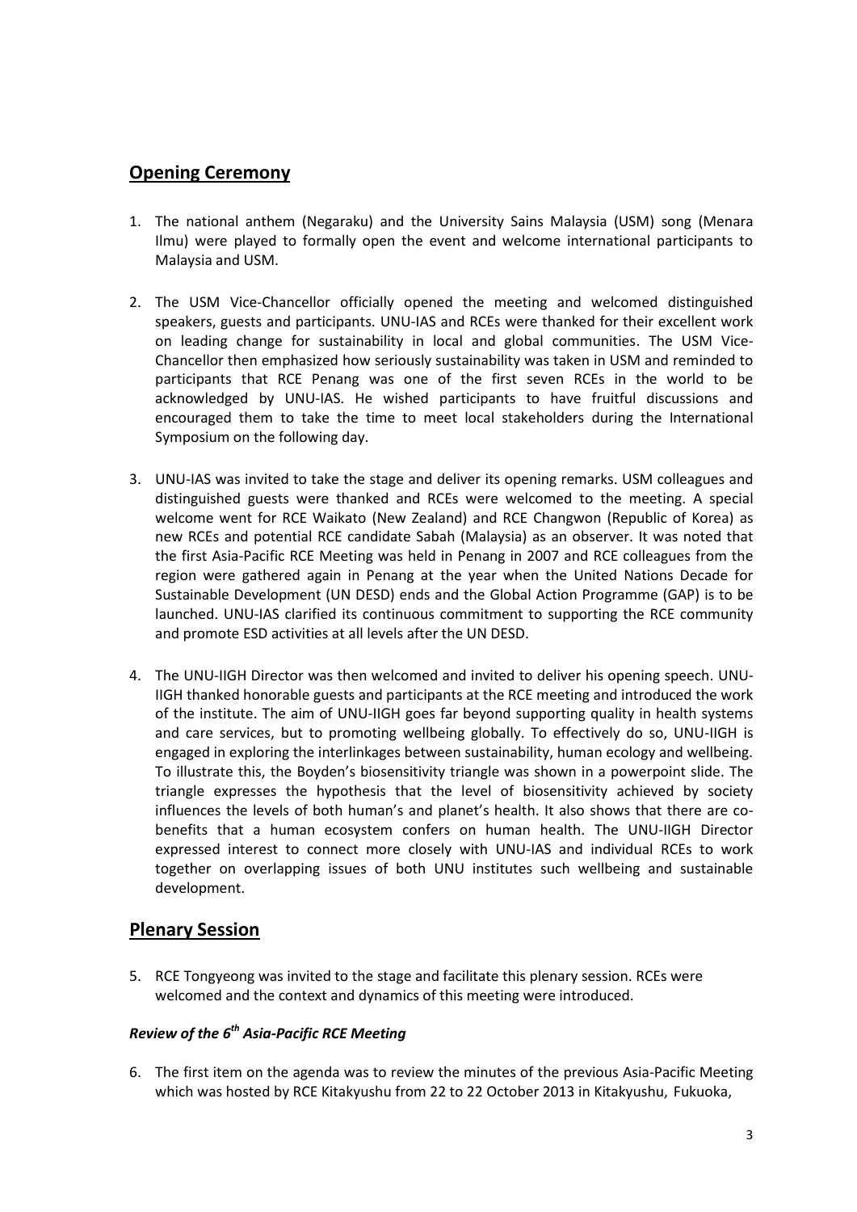## Opening Ceremony

1. The national anthem (Negaraku) and the University Sains Malaysia (USM) song (Menara Ilmu) were played to formally open the event and welcome international participants to Malaysia and USM.

2. The USM Vice-Chancellor officially opened the meeting and welcomed distinguished speakers, guests and participants. UNU-IAS and RCEs were thanked for their excellent work on leading change for sustainability in local and global communities. The USM Vice-Chancellor then emphasized how seriously sustainability was taken in USM and reminded to participants that RCE Penang was one of the first seven RCEs in the world to be acknowledged by UNU-IAS. He wished participants to have fruitful discussions and encouraged them to take the time to meet local stakeholders during the International Symposium on the following day.

3. UNU-IAS was invited to take the stage and deliver its opening remarks. USM colleagues and distinguished guests were thanked and RCEs were welcomed to the meeting. A special welcome went for RCE Waikato (New Zealand) and RCE Changwon (Republic of Korea) as new RCEs and potential RCE candidate Sabah (Malaysia) as an observer. It was noted that the first Asia-Pacific RCE Meeting was held in Penang in 2007 and RCE colleagues from the region were gathered again in Penang at the year when the United Nations Decade for Sustainable Development (UN DESD) ends and the Global Action Programme (GAP) is to be launched. UNU-IAS clarified its continuous commitment to supporting the RCE community and promote ESD activities at all levels after the UN DESD.

4. The UNU-IIGH Director was then welcomed and invited to deliver his opening speech. UNU-IIGH thanked honorable guests and participants at the RCE meeting and introduced the work of the institute. The aim of UNU-IIGH goes far beyond supporting quality in health systems and care services, but to promoting wellbeing globally. To effectively do so, UNU-IIGH is engaged in exploring the interlinkages between sustainability, human ecology and wellbeing. To illustrate this, the Boyden's biosensitivity triangle was shown in a powerpoint slide. The triangle expresses the hypothesis that the level of biosensitivity achieved by society influences the levels of both human's and planet's health. It also shows that there are co-benefits that a human ecosystem confers on human health. The UNU-IIGH Director expressed interest to connect more closely with UNU-IAS and individual RCEs to work together on overlapping issues of both UNU institutes such wellbeing and sustainable development.

## Plenary Session

5. RCE Tongyeong was invited to the stage and facilitate this plenary session. RCEs were welcomed and the context and dynamics of this meeting were introduced.

### *Review of the 6th Asia-Pacific RCE Meeting*

6. The first item on the agenda was to review the minutes of the previous Asia-Pacific Meeting which was hosted by RCE Kitakyushu from 22 to 22 October 2013 in Kitakyushu, Fukuoka,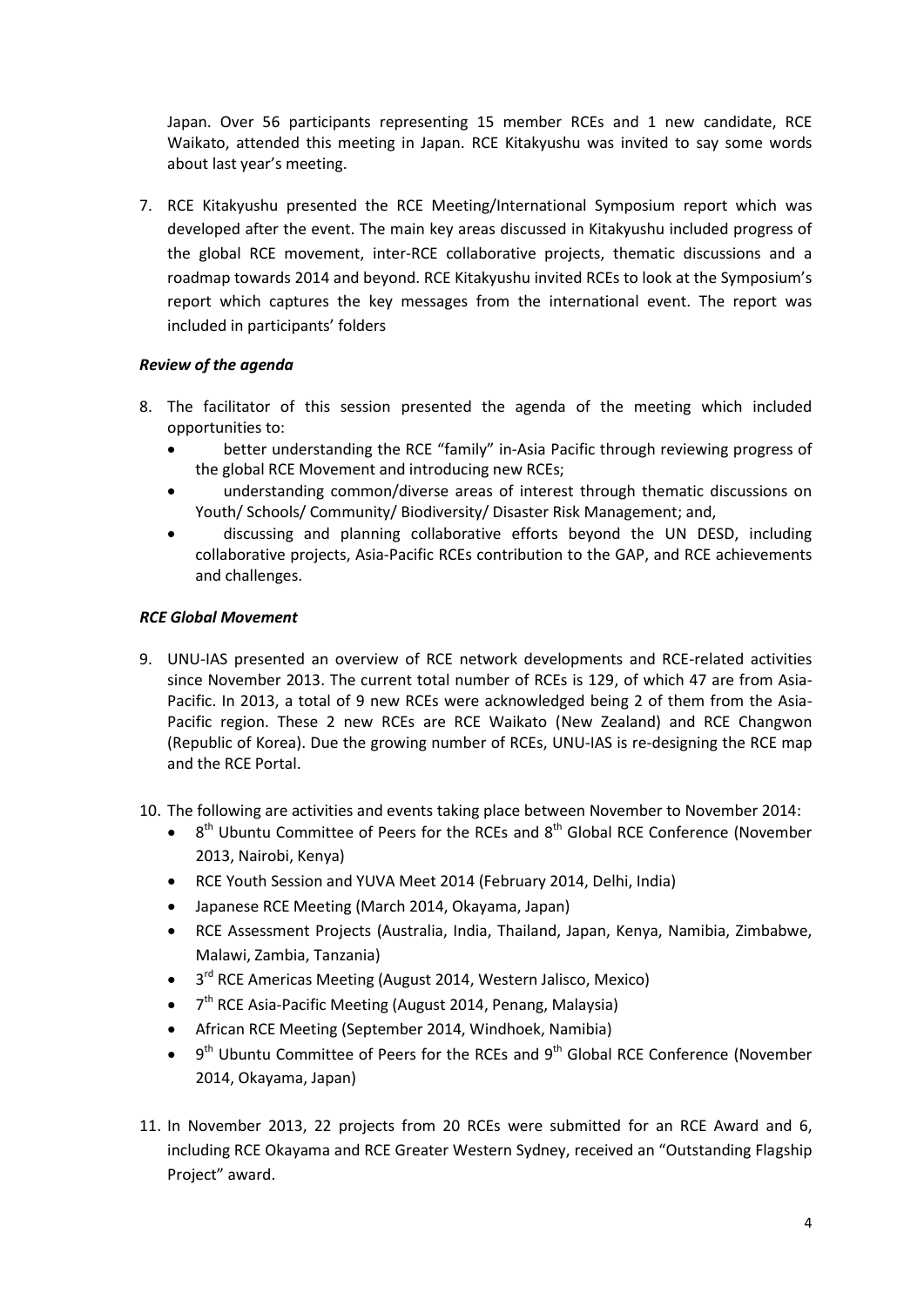Japan. Over 56 participants representing 15 member RCEs and 1 new candidate, RCE Waikato, attended this meeting in Japan. RCE Kitakyushu was invited to say some words about last year's meeting.

7. RCE Kitakyushu presented the RCE Meeting/International Symposium report which was developed after the event. The main key areas discussed in Kitakyushu included progress of the global RCE movement, inter-RCE collaborative projects, thematic discussions and a roadmap towards 2014 and beyond. RCE Kitakyushu invited RCEs to look at the Symposium's report which captures the key messages from the international event. The report was included in participants' folders

***Review of the agenda***

8. The facilitator of this session presented the agenda of the meeting which included opportunities to:
   - better understanding the RCE "family" in-Asia Pacific through reviewing progress of the global RCE Movement and introducing new RCEs;
   - understanding common/diverse areas of interest through thematic discussions on Youth/ Schools/ Community/ Biodiversity/ Disaster Risk Management; and,
   - discussing and planning collaborative efforts beyond the UN DESD, including collaborative projects, Asia-Pacific RCEs contribution to the GAP, and RCE achievements and challenges.

***RCE Global Movement***

9. UNU-IAS presented an overview of RCE network developments and RCE-related activities since November 2013. The current total number of RCEs is 129, of which 47 are from Asia-Pacific. In 2013, a total of 9 new RCEs were acknowledged being 2 of them from the Asia-Pacific region. These 2 new RCEs are RCE Waikato (New Zealand) and RCE Changwon (Republic of Korea). Due the growing number of RCEs, UNU-IAS is re-designing the RCE map and the RCE Portal.

10. The following are activities and events taking place between November to November 2014:
    - 8th Ubuntu Committee of Peers for the RCEs and 8th Global RCE Conference (November 2013, Nairobi, Kenya)
    - RCE Youth Session and YUVA Meet 2014 (February 2014, Delhi, India)
    - Japanese RCE Meeting (March 2014, Okayama, Japan)
    - RCE Assessment Projects (Australia, India, Thailand, Japan, Kenya, Namibia, Zimbabwe, Malawi, Zambia, Tanzania)
    - 3rd RCE Americas Meeting (August 2014, Western Jalisco, Mexico)
    - 7th RCE Asia-Pacific Meeting (August 2014, Penang, Malaysia)
    - African RCE Meeting (September 2014, Windhoek, Namibia)
    - 9th Ubuntu Committee of Peers for the RCEs and 9th Global RCE Conference (November 2014, Okayama, Japan)

11. In November 2013, 22 projects from 20 RCEs were submitted for an RCE Award and 6, including RCE Okayama and RCE Greater Western Sydney, received an "Outstanding Flagship Project" award.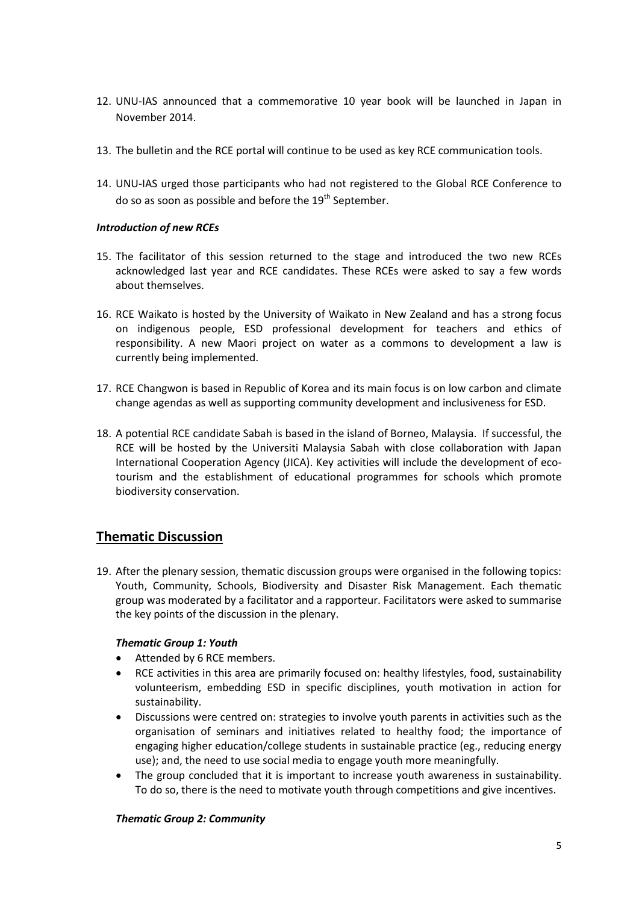12. UNU-IAS announced that a commemorative 10 year book will be launched in Japan in November 2014.

13. The bulletin and the RCE portal will continue to be used as key RCE communication tools.

14. UNU-IAS urged those participants who had not registered to the Global RCE Conference to do so as soon as possible and before the 19th September.

***Introduction of new RCEs***

15. The facilitator of this session returned to the stage and introduced the two new RCEs acknowledged last year and RCE candidates. These RCEs were asked to say a few words about themselves.

16. RCE Waikato is hosted by the University of Waikato in New Zealand and has a strong focus on indigenous people, ESD professional development for teachers and ethics of responsibility. A new Maori project on water as a commons to development a law is currently being implemented.

17. RCE Changwon is based in Republic of Korea and its main focus is on low carbon and climate change agendas as well as supporting community development and inclusiveness for ESD.

18. A potential RCE candidate Sabah is based in the island of Borneo, Malaysia. If successful, the RCE will be hosted by the Universiti Malaysia Sabah with close collaboration with Japan International Cooperation Agency (JICA). Key activities will include the development of eco-tourism and the establishment of educational programmes for schools which promote biodiversity conservation.

## Thematic Discussion

19. After the plenary session, thematic discussion groups were organised in the following topics: Youth, Community, Schools, Biodiversity and Disaster Risk Management. Each thematic group was moderated by a facilitator and a rapporteur. Facilitators were asked to summarise the key points of the discussion in the plenary.

***Thematic Group 1: Youth***

- Attended by 6 RCE members.
- RCE activities in this area are primarily focused on: healthy lifestyles, food, sustainability volunteerism, embedding ESD in specific disciplines, youth motivation in action for sustainability.
- Discussions were centred on: strategies to involve youth parents in activities such as the organisation of seminars and initiatives related to healthy food; the importance of engaging higher education/college students in sustainable practice (eg., reducing energy use); and, the need to use social media to engage youth more meaningfully.
- The group concluded that it is important to increase youth awareness in sustainability. To do so, there is the need to motivate youth through competitions and give incentives.

***Thematic Group 2: Community***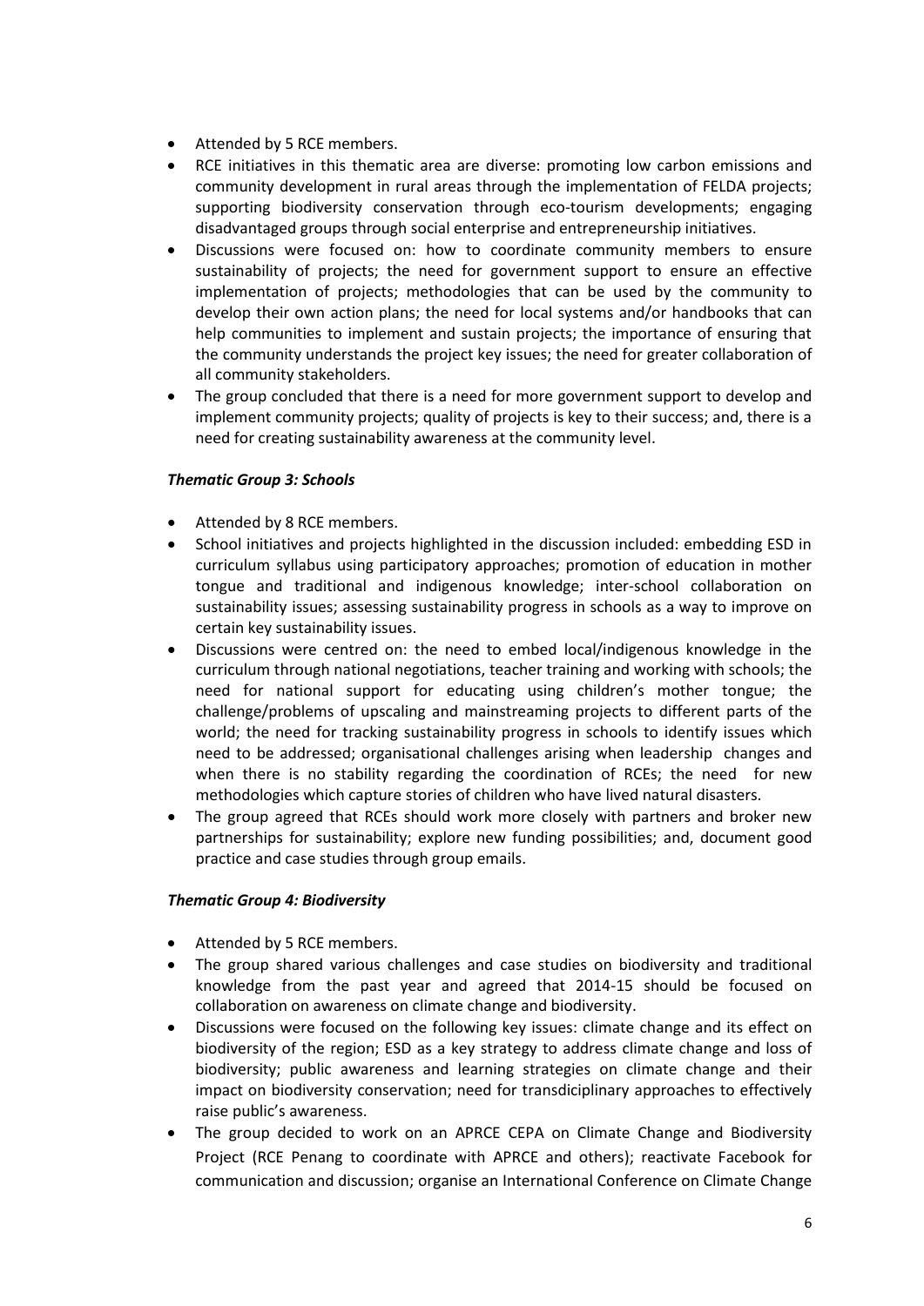- Attended by 5 RCE members.
- RCE initiatives in this thematic area are diverse: promoting low carbon emissions and community development in rural areas through the implementation of FELDA projects; supporting biodiversity conservation through eco-tourism developments; engaging disadvantaged groups through social enterprise and entrepreneurship initiatives.
- Discussions were focused on: how to coordinate community members to ensure sustainability of projects; the need for government support to ensure an effective implementation of projects; methodologies that can be used by the community to develop their own action plans; the need for local systems and/or handbooks that can help communities to implement and sustain projects; the importance of ensuring that the community understands the project key issues; the need for greater collaboration of all community stakeholders.
- The group concluded that there is a need for more government support to develop and implement community projects; quality of projects is key to their success; and, there is a need for creating sustainability awareness at the community level.

***Thematic Group 3: Schools***

- Attended by 8 RCE members.
- School initiatives and projects highlighted in the discussion included: embedding ESD in curriculum syllabus using participatory approaches; promotion of education in mother tongue and traditional and indigenous knowledge; inter-school collaboration on sustainability issues; assessing sustainability progress in schools as a way to improve on certain key sustainability issues.
- Discussions were centred on: the need to embed local/indigenous knowledge in the curriculum through national negotiations, teacher training and working with schools; the need for national support for educating using children's mother tongue; the challenge/problems of upscaling and mainstreaming projects to different parts of the world; the need for tracking sustainability progress in schools to identify issues which need to be addressed; organisational challenges arising when leadership changes and when there is no stability regarding the coordination of RCEs; the need for new methodologies which capture stories of children who have lived natural disasters.
- The group agreed that RCEs should work more closely with partners and broker new partnerships for sustainability; explore new funding possibilities; and, document good practice and case studies through group emails.

***Thematic Group 4: Biodiversity***

- Attended by 5 RCE members.
- The group shared various challenges and case studies on biodiversity and traditional knowledge from the past year and agreed that 2014-15 should be focused on collaboration on awareness on climate change and biodiversity.
- Discussions were focused on the following key issues: climate change and its effect on biodiversity of the region; ESD as a key strategy to address climate change and loss of biodiversity; public awareness and learning strategies on climate change and their impact on biodiversity conservation; need for transdiciplinary approaches to effectively raise public's awareness.
- The group decided to work on an APRCE CEPA on Climate Change and Biodiversity Project (RCE Penang to coordinate with APRCE and others); reactivate Facebook for communication and discussion; organise an International Conference on Climate Change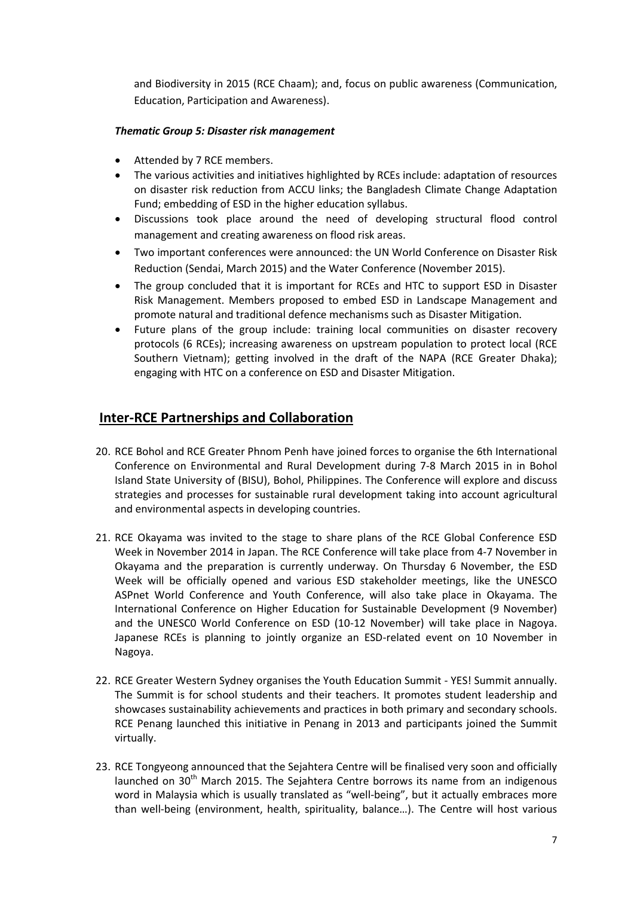and Biodiversity in 2015 (RCE Chaam); and, focus on public awareness (Communication, Education, Participation and Awareness).

***Thematic Group 5: Disaster risk management***

- Attended by 7 RCE members.
- The various activities and initiatives highlighted by RCEs include: adaptation of resources on disaster risk reduction from ACCU links; the Bangladesh Climate Change Adaptation Fund; embedding of ESD in the higher education syllabus.
- Discussions took place around the need of developing structural flood control management and creating awareness on flood risk areas.
- Two important conferences were announced: the UN World Conference on Disaster Risk Reduction (Sendai, March 2015) and the Water Conference (November 2015).
- The group concluded that it is important for RCEs and HTC to support ESD in Disaster Risk Management. Members proposed to embed ESD in Landscape Management and promote natural and traditional defence mechanisms such as Disaster Mitigation.
- Future plans of the group include: training local communities on disaster recovery protocols (6 RCEs); increasing awareness on upstream population to protect local (RCE Southern Vietnam); getting involved in the draft of the NAPA (RCE Greater Dhaka); engaging with HTC on a conference on ESD and Disaster Mitigation.

## Inter-RCE Partnerships and Collaboration

20. RCE Bohol and RCE Greater Phnom Penh have joined forces to organise the 6th International Conference on Environmental and Rural Development during 7-8 March 2015 in in Bohol Island State University of (BISU), Bohol, Philippines. The Conference will explore and discuss strategies and processes for sustainable rural development taking into account agricultural and environmental aspects in developing countries.

21. RCE Okayama was invited to the stage to share plans of the RCE Global Conference ESD Week in November 2014 in Japan. The RCE Conference will take place from 4-7 November in Okayama and the preparation is currently underway. On Thursday 6 November, the ESD Week will be officially opened and various ESD stakeholder meetings, like the UNESCO ASPnet World Conference and Youth Conference, will also take place in Okayama. The International Conference on Higher Education for Sustainable Development (9 November) and the UNESC0 World Conference on ESD (10-12 November) will take place in Nagoya. Japanese RCEs is planning to jointly organize an ESD-related event on 10 November in Nagoya.

22. RCE Greater Western Sydney organises the Youth Education Summit - YES! Summit annually. The Summit is for school students and their teachers. It promotes student leadership and showcases sustainability achievements and practices in both primary and secondary schools. RCE Penang launched this initiative in Penang in 2013 and participants joined the Summit virtually.

23. RCE Tongyeong announced that the Sejahtera Centre will be finalised very soon and officially launched on 30th March 2015. The Sejahtera Centre borrows its name from an indigenous word in Malaysia which is usually translated as "well-being", but it actually embraces more than well-being (environment, health, spirituality, balance…). The Centre will host various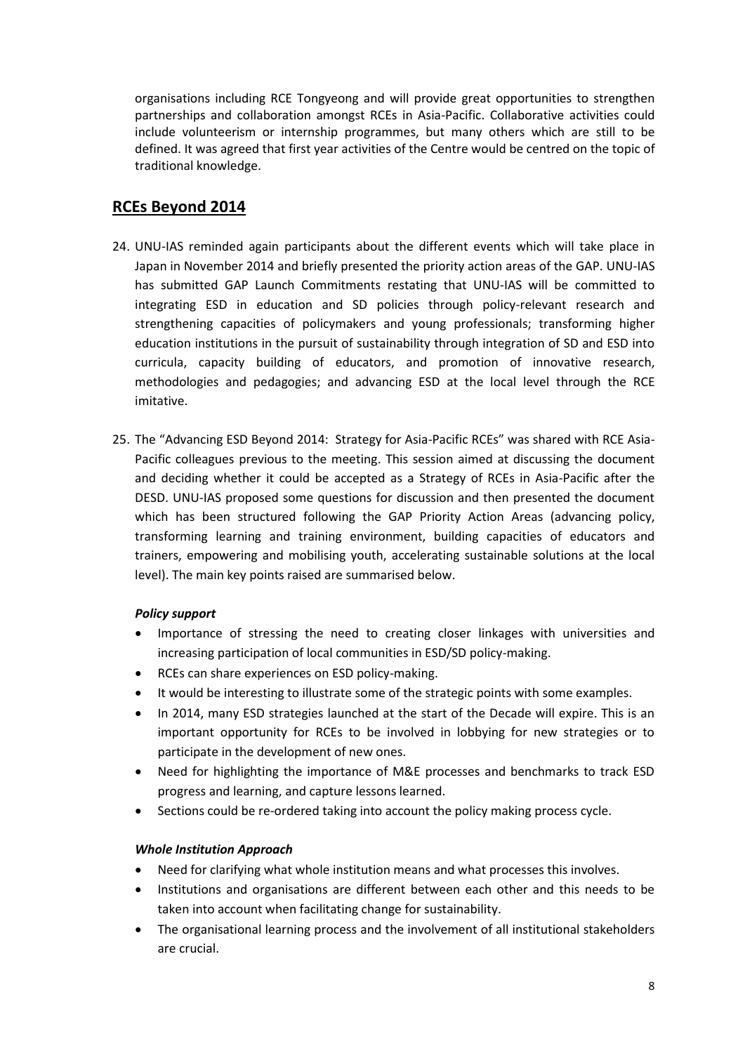organisations including RCE Tongyeong and will provide great opportunities to strengthen partnerships and collaboration amongst RCEs in Asia-Pacific. Collaborative activities could include volunteerism or internship programmes, but many others which are still to be defined. It was agreed that first year activities of the Centre would be centred on the topic of traditional knowledge.

## RCEs Beyond 2014

24. UNU-IAS reminded again participants about the different events which will take place in Japan in November 2014 and briefly presented the priority action areas of the GAP. UNU-IAS has submitted GAP Launch Commitments restating that UNU-IAS will be committed to integrating ESD in education and SD policies through policy-relevant research and strengthening capacities of policymakers and young professionals; transforming higher education institutions in the pursuit of sustainability through integration of SD and ESD into curricula, capacity building of educators, and promotion of innovative research, methodologies and pedagogies; and advancing ESD at the local level through the RCE imitative.

25. The "Advancing ESD Beyond 2014: Strategy for Asia-Pacific RCEs" was shared with RCE Asia-Pacific colleagues previous to the meeting. This session aimed at discussing the document and deciding whether it could be accepted as a Strategy of RCEs in Asia-Pacific after the DESD. UNU-IAS proposed some questions for discussion and then presented the document which has been structured following the GAP Priority Action Areas (advancing policy, transforming learning and training environment, building capacities of educators and trainers, empowering and mobilising youth, accelerating sustainable solutions at the local level). The main key points raised are summarised below.

***Policy support***

- Importance of stressing the need to creating closer linkages with universities and increasing participation of local communities in ESD/SD policy-making.
- RCEs can share experiences on ESD policy-making.
- It would be interesting to illustrate some of the strategic points with some examples.
- In 2014, many ESD strategies launched at the start of the Decade will expire. This is an important opportunity for RCEs to be involved in lobbying for new strategies or to participate in the development of new ones.
- Need for highlighting the importance of M&E processes and benchmarks to track ESD progress and learning, and capture lessons learned.
- Sections could be re-ordered taking into account the policy making process cycle.

***Whole Institution Approach***

- Need for clarifying what whole institution means and what processes this involves.
- Institutions and organisations are different between each other and this needs to be taken into account when facilitating change for sustainability.
- The organisational learning process and the involvement of all institutional stakeholders are crucial.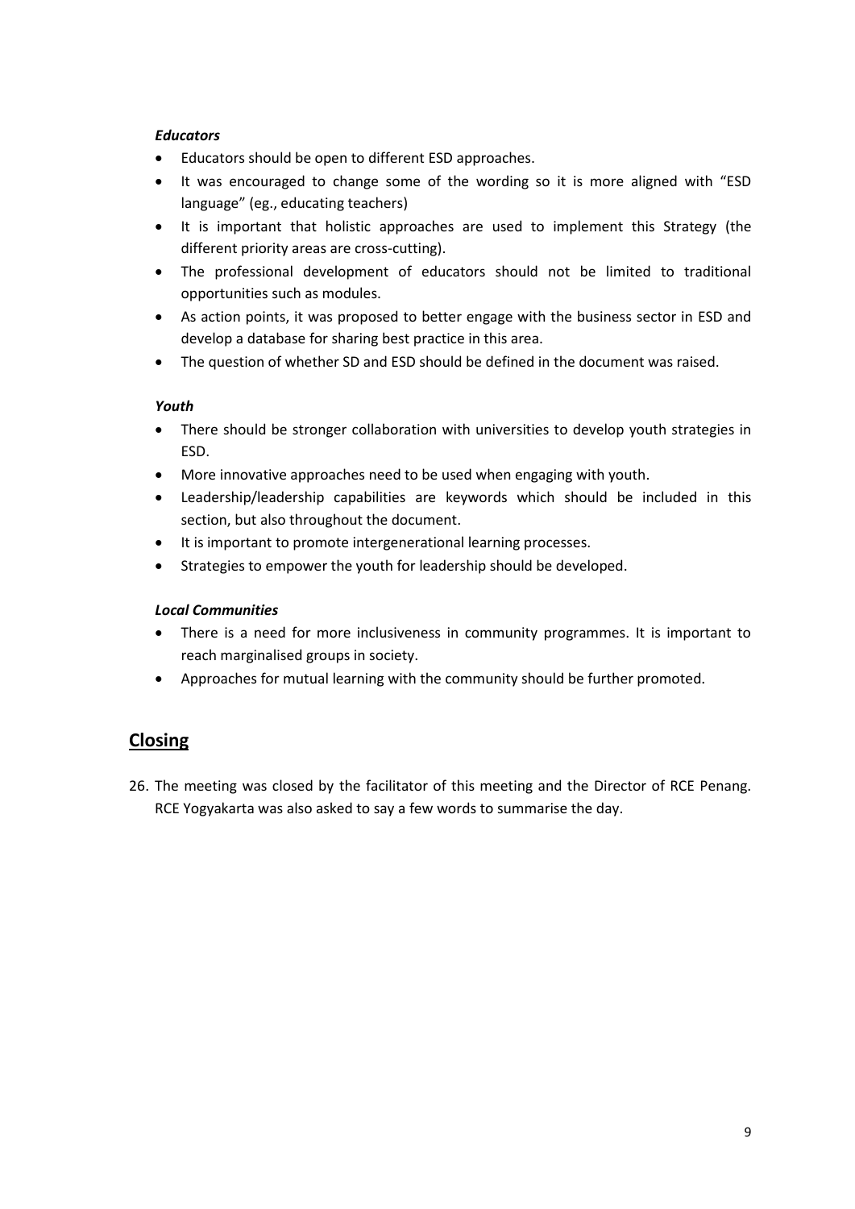***Educators***

- Educators should be open to different ESD approaches.
- It was encouraged to change some of the wording so it is more aligned with "ESD language" (eg., educating teachers)
- It is important that holistic approaches are used to implement this Strategy (the different priority areas are cross-cutting).
- The professional development of educators should not be limited to traditional opportunities such as modules.
- As action points, it was proposed to better engage with the business sector in ESD and develop a database for sharing best practice in this area.
- The question of whether SD and ESD should be defined in the document was raised.

***Youth***

- There should be stronger collaboration with universities to develop youth strategies in ESD.
- More innovative approaches need to be used when engaging with youth.
- Leadership/leadership capabilities are keywords which should be included in this section, but also throughout the document.
- It is important to promote intergenerational learning processes.
- Strategies to empower the youth for leadership should be developed.

***Local Communities***

- There is a need for more inclusiveness in community programmes. It is important to reach marginalised groups in society.
- Approaches for mutual learning with the community should be further promoted.

## Closing

26. The meeting was closed by the facilitator of this meeting and the Director of RCE Penang. RCE Yogyakarta was also asked to say a few words to summarise the day.